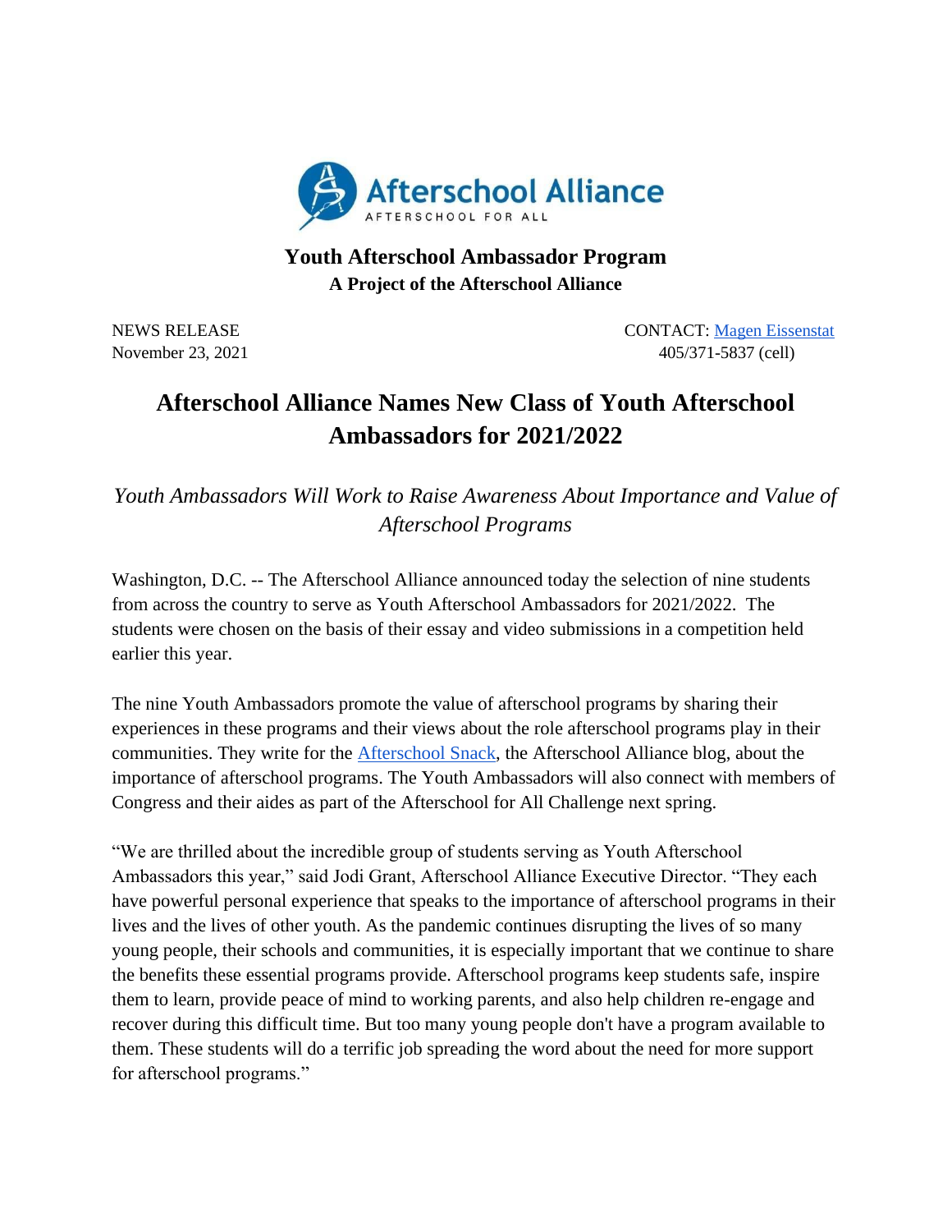**Afterschool Alliance**
AFTERSCHOOL FOR ALL

## Youth Afterschool Ambassador Program

**A Project of the Afterschool Alliance**

NEWS RELEASE
November 23, 2021

CONTACT: [Magen Eissenstat](#)
405/371-5837 (cell)

# Afterschool Alliance Names New Class of Youth Afterschool Ambassadors for 2021/2022

*Youth Ambassadors Will Work to Raise Awareness About Importance and Value of Afterschool Programs*

Washington, D.C. -- The Afterschool Alliance announced today the selection of nine students from across the country to serve as Youth Afterschool Ambassadors for 2021/2022. The students were chosen on the basis of their essay and video submissions in a competition held earlier this year.

The nine Youth Ambassadors promote the value of afterschool programs by sharing their experiences in these programs and their views about the role afterschool programs play in their communities. They write for the [Afterschool Snack](#), the Afterschool Alliance blog, about the importance of afterschool programs. The Youth Ambassadors will also connect with members of Congress and their aides as part of the Afterschool for All Challenge next spring.

"We are thrilled about the incredible group of students serving as Youth Afterschool Ambassadors this year," said Jodi Grant, Afterschool Alliance Executive Director. "They each have powerful personal experience that speaks to the importance of afterschool programs in their lives and the lives of other youth. As the pandemic continues disrupting the lives of so many young people, their schools and communities, it is especially important that we continue to share the benefits these essential programs provide. Afterschool programs keep students safe, inspire them to learn, provide peace of mind to working parents, and also help children re-engage and recover during this difficult time. But too many young people don't have a program available to them. These students will do a terrific job spreading the word about the need for more support for afterschool programs."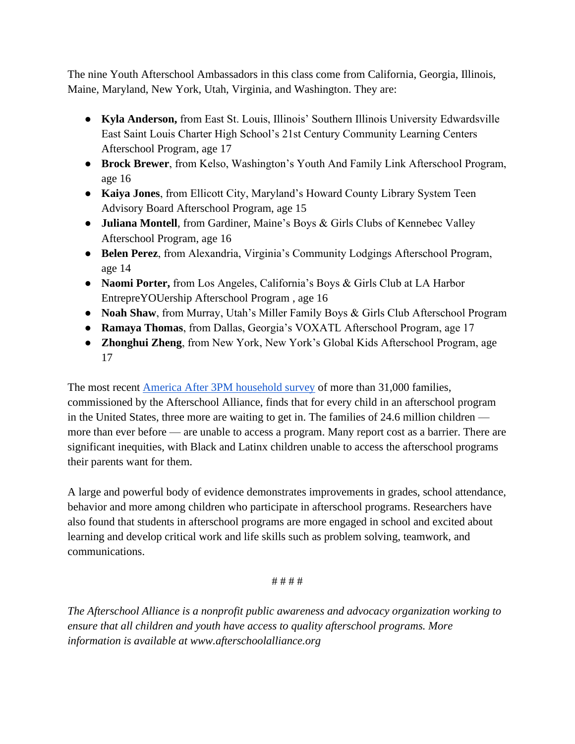The nine Youth Afterschool Ambassadors in this class come from California, Georgia, Illinois, Maine, Maryland, New York, Utah, Virginia, and Washington. They are:

- **Kyla Anderson,** from East St. Louis, Illinois' Southern Illinois University Edwardsville East Saint Louis Charter High School's 21st Century Community Learning Centers Afterschool Program, age 17
- **Brock Brewer**, from Kelso, Washington's Youth And Family Link Afterschool Program, age 16
- **Kaiya Jones**, from Ellicott City, Maryland's Howard County Library System Teen Advisory Board Afterschool Program, age 15
- **Juliana Montell**, from Gardiner, Maine's Boys & Girls Clubs of Kennebec Valley Afterschool Program, age 16
- **Belen Perez**, from Alexandria, Virginia's Community Lodgings Afterschool Program, age 14
- **Naomi Porter,** from Los Angeles, California's Boys & Girls Club at LA Harbor EntrepreYOUership Afterschool Program , age 16
- **Noah Shaw**, from Murray, Utah's Miller Family Boys & Girls Club Afterschool Program
- **Ramaya Thomas**, from Dallas, Georgia's VOXATL Afterschool Program, age 17
- **Zhonghui Zheng**, from New York, New York's Global Kids Afterschool Program, age 17

The most recent [America After 3PM household survey] of more than 31,000 families, commissioned by the Afterschool Alliance, finds that for every child in an afterschool program in the United States, three more are waiting to get in. The families of 24.6 million children — more than ever before — are unable to access a program. Many report cost as a barrier. There are significant inequities, with Black and Latinx children unable to access the afterschool programs their parents want for them.

A large and powerful body of evidence demonstrates improvements in grades, school attendance, behavior and more among children who participate in afterschool programs. Researchers have also found that students in afterschool programs are more engaged in school and excited about learning and develop critical work and life skills such as problem solving, teamwork, and communications.

# # # #

*The Afterschool Alliance is a nonprofit public awareness and advocacy organization working to ensure that all children and youth have access to quality afterschool programs. More information is available at www.afterschoolalliance.org*